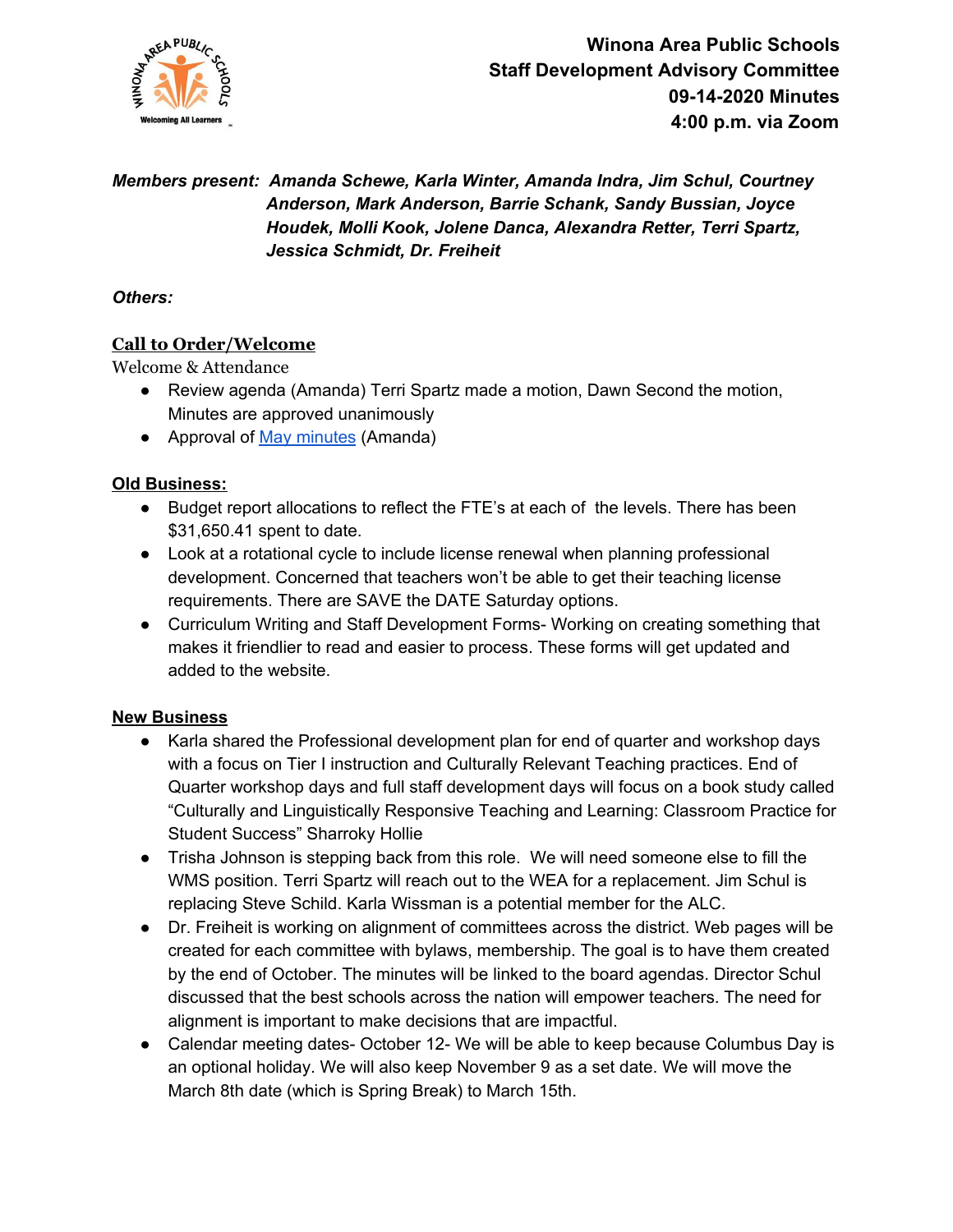# Winona Area Public Schools
## Staff Development Advisory Committee
## 09-14-2020 Minutes
## 4:00 p.m. via Zoom

***Members present:** Amanda Schewe, Karla Winter, Amanda Indra, Jim Schul, Courtney Anderson, Mark Anderson, Barrie Schank, Sandy Bussian, Joyce Houdek, Molli Kook, Jolene Danca, Alexandra Retter, Terri Spartz, Jessica Schmidt, Dr. Freiheit*

***Others:***

## Call to Order/Welcome

Welcome & Attendance

- Review agenda (Amanda) Terri Spartz made a motion, Dawn Second the motion, Minutes are approved unanimously
- Approval of May minutes (Amanda)

## Old Business:

- Budget report allocations to reflect the FTE's at each of the levels. There has been $31,650.41 spent to date.
- Look at a rotational cycle to include license renewal when planning professional development. Concerned that teachers won't be able to get their teaching license requirements. There are SAVE the DATE Saturday options.
- Curriculum Writing and Staff Development Forms- Working on creating something that makes it friendlier to read and easier to process. These forms will get updated and added to the website.

## New Business

- Karla shared the Professional development plan for end of quarter and workshop days with a focus on Tier I instruction and Culturally Relevant Teaching practices. End of Quarter workshop days and full staff development days will focus on a book study called "Culturally and Linguistically Responsive Teaching and Learning: Classroom Practice for Student Success" Sharroky Hollie
- Trisha Johnson is stepping back from this role. We will need someone else to fill the WMS position. Terri Spartz will reach out to the WEA for a replacement. Jim Schul is replacing Steve Schild. Karla Wissman is a potential member for the ALC.
- Dr. Freiheit is working on alignment of committees across the district. Web pages will be created for each committee with bylaws, membership. The goal is to have them created by the end of October. The minutes will be linked to the board agendas. Director Schul discussed that the best schools across the nation will empower teachers. The need for alignment is important to make decisions that are impactful.
- Calendar meeting dates- October 12- We will be able to keep because Columbus Day is an optional holiday. We will also keep November 9 as a set date. We will move the March 8th date (which is Spring Break) to March 15th.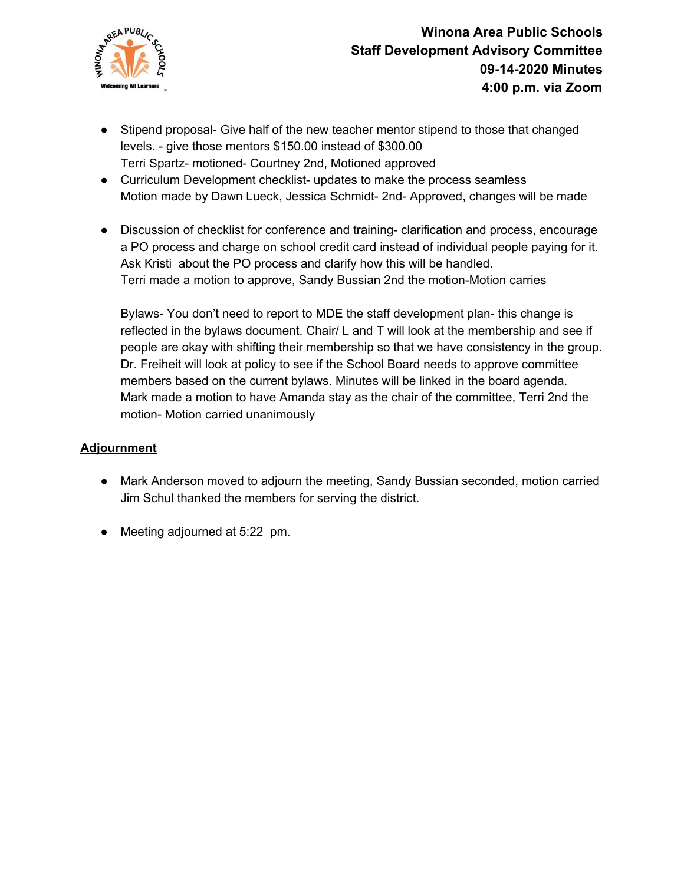- Stipend proposal- Give half of the new teacher mentor stipend to those that changed levels. - give those mentors $150.00 instead of $300.00
  Terri Spartz- motioned- Courtney 2nd, Motioned approved
- Curriculum Development checklist- updates to make the process seamless
  Motion made by Dawn Lueck, Jessica Schmidt- 2nd- Approved, changes will be made

- Discussion of checklist for conference and training- clarification and process, encourage a PO process and charge on school credit card instead of individual people paying for it. Ask Kristi about the PO process and clarify how this will be handled.
  Terri made a motion to approve, Sandy Bussian 2nd the motion-Motion carries

  Bylaws- You don't need to report to MDE the staff development plan- this change is reflected in the bylaws document. Chair/ L and T will look at the membership and see if people are okay with shifting their membership so that we have consistency in the group. Dr. Freiheit will look at policy to see if the School Board needs to approve committee members based on the current bylaws. Minutes will be linked in the board agenda. Mark made a motion to have Amanda stay as the chair of the committee, Terri 2nd the motion- Motion carried unanimously

**Adjournment**

- Mark Anderson moved to adjourn the meeting, Sandy Bussian seconded, motion carried
  Jim Schul thanked the members for serving the district.

- Meeting adjourned at 5:22 pm.